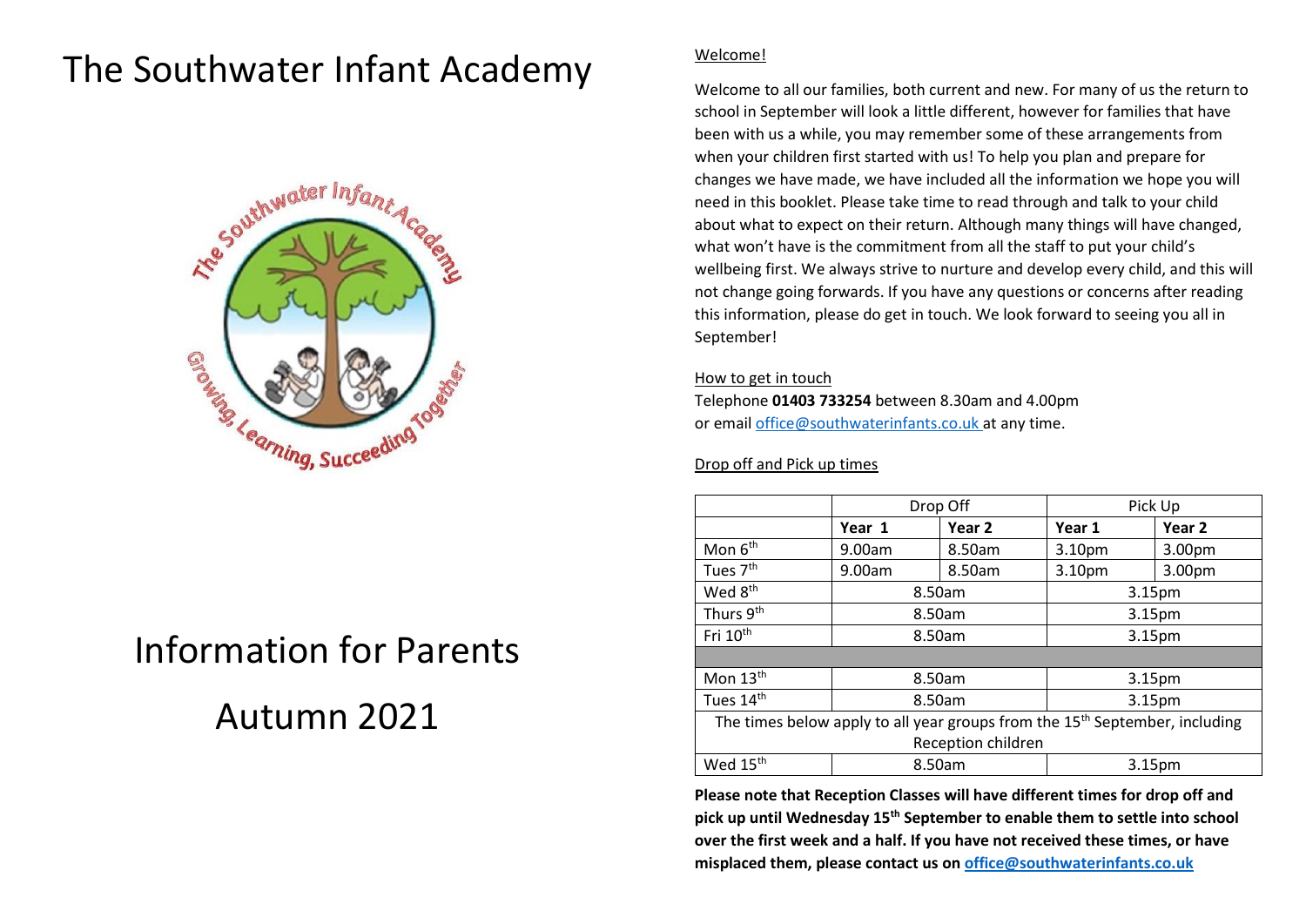# The Southwater Infant Academy

# Information for Parents

# Autumn 2021

## Welcome!

Welcome to all our families, both current and new. For many of us the return to school in September will look a little different, however for families that have been with us a while, you may remember some of these arrangements from when your children first started with us! To help you plan and prepare for changes we have made, we have included all the information we hope you will need in this booklet. Please take time to read through and talk to your child about what to expect on their return. Although many things will have changed, what won't have is the commitment from all the staff to put your child's wellbeing first. We always strive to nurture and develop every child, and this will not change going forwards. If you have any questions or concerns after reading this information, please do get in touch. We look forward to seeing you all in September!

## How to get in touch

Telephone **01403 733254** between 8.30am and 4.00pm
or email office@southwaterinfants.co.uk at any time.

## Drop off and Pick up times

| | Drop Off | | Pick Up | |
|---|---|---|---|---|
| | **Year 1** | **Year 2** | **Year 1** | **Year 2** |
| Mon 6th | 9.00am | 8.50am | 3.10pm | 3.00pm |
| Tues 7th | 9.00am | 8.50am | 3.10pm | 3.00pm |
| Wed 8th | 8.50am | | 3.15pm | |
| Thurs 9th | 8.50am | | 3.15pm | |
| Fri 10th | 8.50am | | 3.15pm | |
| | | | | |
| Mon 13th | 8.50am | | 3.15pm | |
| Tues 14th | 8.50am | | 3.15pm | |
| The times below apply to all year groups from the 15th September, including Reception children | | | | |
| Wed 15th | 8.50am | | 3.15pm | |

**Please note that Reception Classes will have different times for drop off and pick up until Wednesday 15th September to enable them to settle into school over the first week and a half. If you have not received these times, or have misplaced them, please contact us on office@southwaterinfants.co.uk**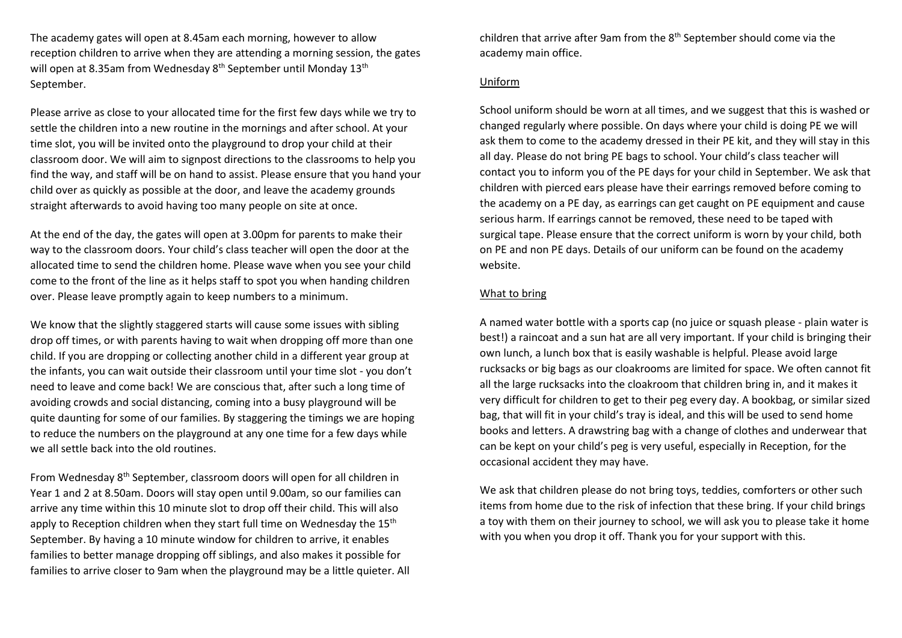The academy gates will open at 8.45am each morning, however to allow reception children to arrive when they are attending a morning session, the gates will open at 8.35am from Wednesday 8th September until Monday 13th September.

Please arrive as close to your allocated time for the first few days while we try to settle the children into a new routine in the mornings and after school. At your time slot, you will be invited onto the playground to drop your child at their classroom door. We will aim to signpost directions to the classrooms to help you find the way, and staff will be on hand to assist. Please ensure that you hand your child over as quickly as possible at the door, and leave the academy grounds straight afterwards to avoid having too many people on site at once.

At the end of the day, the gates will open at 3.00pm for parents to make their way to the classroom doors. Your child's class teacher will open the door at the allocated time to send the children home. Please wave when you see your child come to the front of the line as it helps staff to spot you when handing children over. Please leave promptly again to keep numbers to a minimum.

We know that the slightly staggered starts will cause some issues with sibling drop off times, or with parents having to wait when dropping off more than one child. If you are dropping or collecting another child in a different year group at the infants, you can wait outside their classroom until your time slot - you don't need to leave and come back! We are conscious that, after such a long time of avoiding crowds and social distancing, coming into a busy playground will be quite daunting for some of our families. By staggering the timings we are hoping to reduce the numbers on the playground at any one time for a few days while we all settle back into the old routines.

From Wednesday 8th September, classroom doors will open for all children in Year 1 and 2 at 8.50am. Doors will stay open until 9.00am, so our families can arrive any time within this 10 minute slot to drop off their child. This will also apply to Reception children when they start full time on Wednesday the 15th September. By having a 10 minute window for children to arrive, it enables families to better manage dropping off siblings, and also makes it possible for families to arrive closer to 9am when the playground may be a little quieter. All children that arrive after 9am from the 8th September should come via the academy main office.

## Uniform

School uniform should be worn at all times, and we suggest that this is washed or changed regularly where possible. On days where your child is doing PE we will ask them to come to the academy dressed in their PE kit, and they will stay in this all day. Please do not bring PE bags to school. Your child's class teacher will contact you to inform you of the PE days for your child in September. We ask that children with pierced ears please have their earrings removed before coming to the academy on a PE day, as earrings can get caught on PE equipment and cause serious harm. If earrings cannot be removed, these need to be taped with surgical tape. Please ensure that the correct uniform is worn by your child, both on PE and non PE days. Details of our uniform can be found on the academy website.

## What to bring

A named water bottle with a sports cap (no juice or squash please - plain water is best!) a raincoat and a sun hat are all very important. If your child is bringing their own lunch, a lunch box that is easily washable is helpful. Please avoid large rucksacks or big bags as our cloakrooms are limited for space. We often cannot fit all the large rucksacks into the cloakroom that children bring in, and it makes it very difficult for children to get to their peg every day. A bookbag, or similar sized bag, that will fit in your child's tray is ideal, and this will be used to send home books and letters. A drawstring bag with a change of clothes and underwear that can be kept on your child's peg is very useful, especially in Reception, for the occasional accident they may have.

We ask that children please do not bring toys, teddies, comforters or other such items from home due to the risk of infection that these bring. If your child brings a toy with them on their journey to school, we will ask you to please take it home with you when you drop it off. Thank you for your support with this.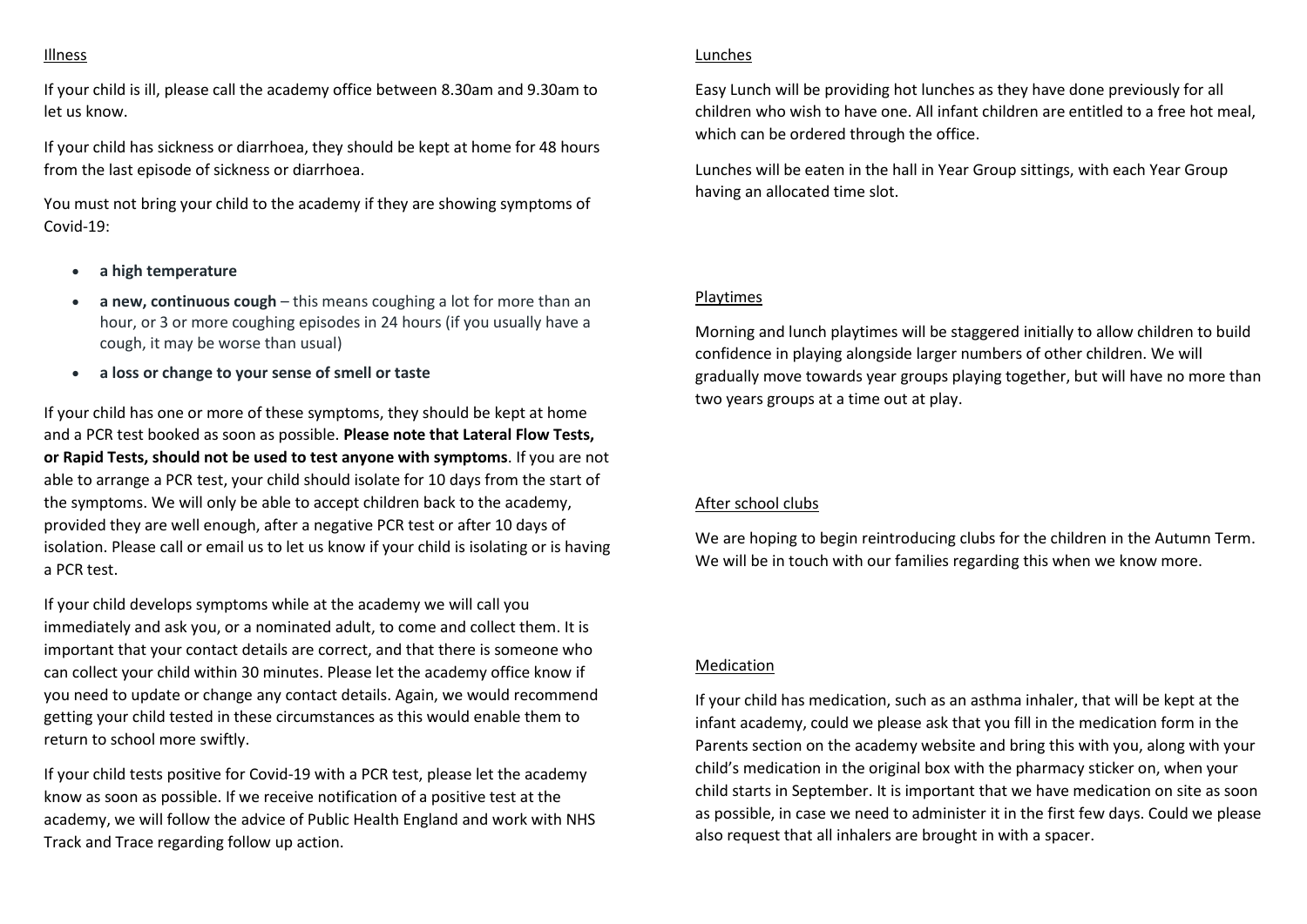## Illness

If your child is ill, please call the academy office between 8.30am and 9.30am to let us know.

If your child has sickness or diarrhoea, they should be kept at home for 48 hours from the last episode of sickness or diarrhoea.

You must not bring your child to the academy if they are showing symptoms of Covid-19:

- **a high temperature**
- **a new, continuous cough** – this means coughing a lot for more than an hour, or 3 or more coughing episodes in 24 hours (if you usually have a cough, it may be worse than usual)
- **a loss or change to your sense of smell or taste**

If your child has one or more of these symptoms, they should be kept at home and a PCR test booked as soon as possible. **Please note that Lateral Flow Tests, or Rapid Tests, should not be used to test anyone with symptoms**. If you are not able to arrange a PCR test, your child should isolate for 10 days from the start of the symptoms. We will only be able to accept children back to the academy, provided they are well enough, after a negative PCR test or after 10 days of isolation. Please call or email us to let us know if your child is isolating or is having a PCR test.

If your child develops symptoms while at the academy we will call you immediately and ask you, or a nominated adult, to come and collect them. It is important that your contact details are correct, and that there is someone who can collect your child within 30 minutes. Please let the academy office know if you need to update or change any contact details. Again, we would recommend getting your child tested in these circumstances as this would enable them to return to school more swiftly.

If your child tests positive for Covid-19 with a PCR test, please let the academy know as soon as possible. If we receive notification of a positive test at the academy, we will follow the advice of Public Health England and work with NHS Track and Trace regarding follow up action.

## Lunches

Easy Lunch will be providing hot lunches as they have done previously for all children who wish to have one. All infant children are entitled to a free hot meal, which can be ordered through the office.

Lunches will be eaten in the hall in Year Group sittings, with each Year Group having an allocated time slot.

## Playtimes

Morning and lunch playtimes will be staggered initially to allow children to build confidence in playing alongside larger numbers of other children. We will gradually move towards year groups playing together, but will have no more than two years groups at a time out at play.

## After school clubs

We are hoping to begin reintroducing clubs for the children in the Autumn Term. We will be in touch with our families regarding this when we know more.

## Medication

If your child has medication, such as an asthma inhaler, that will be kept at the infant academy, could we please ask that you fill in the medication form in the Parents section on the academy website and bring this with you, along with your child's medication in the original box with the pharmacy sticker on, when your child starts in September. It is important that we have medication on site as soon as possible, in case we need to administer it in the first few days. Could we please also request that all inhalers are brought in with a spacer.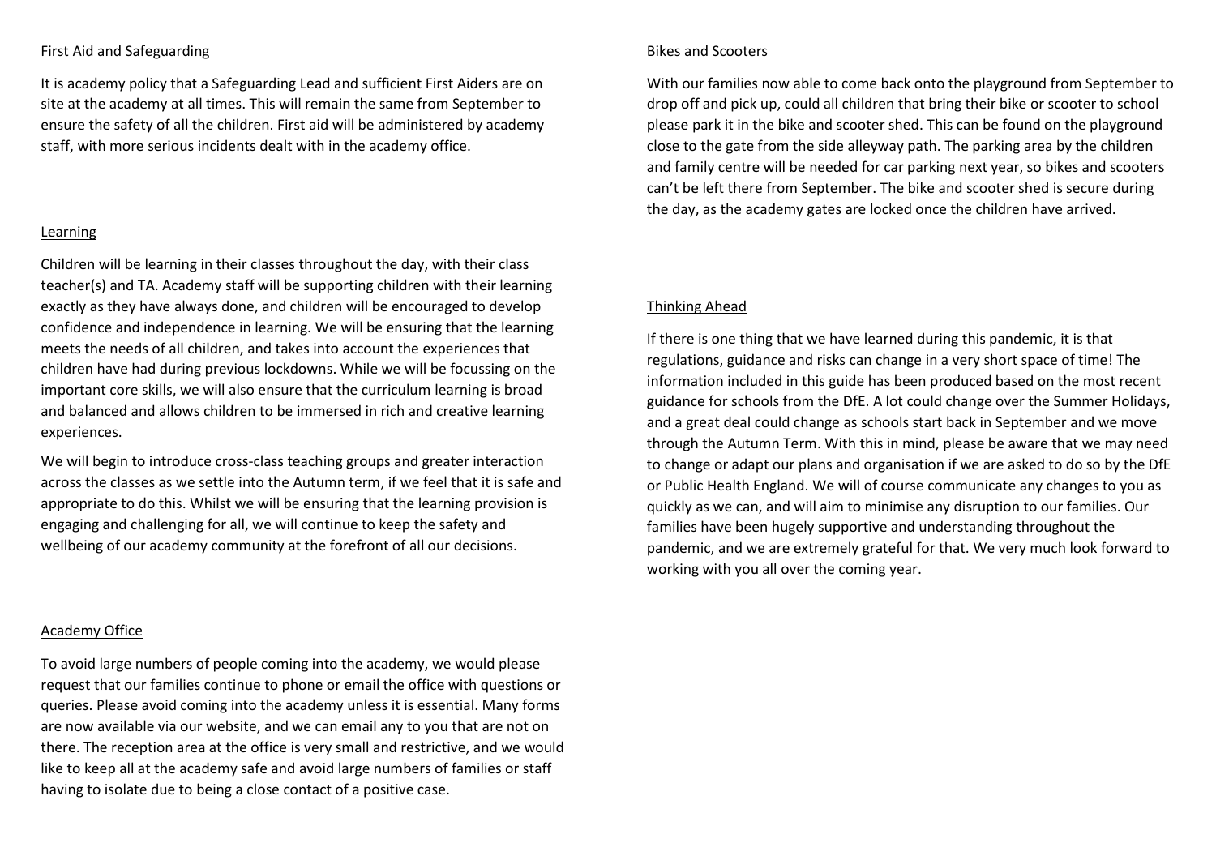## First Aid and Safeguarding

It is academy policy that a Safeguarding Lead and sufficient First Aiders are on site at the academy at all times. This will remain the same from September to ensure the safety of all the children. First aid will be administered by academy staff, with more serious incidents dealt with in the academy office.

## Learning

Children will be learning in their classes throughout the day, with their class teacher(s) and TA. Academy staff will be supporting children with their learning exactly as they have always done, and children will be encouraged to develop confidence and independence in learning. We will be ensuring that the learning meets the needs of all children, and takes into account the experiences that children have had during previous lockdowns. While we will be focussing on the important core skills, we will also ensure that the curriculum learning is broad and balanced and allows children to be immersed in rich and creative learning experiences.

We will begin to introduce cross-class teaching groups and greater interaction across the classes as we settle into the Autumn term, if we feel that it is safe and appropriate to do this. Whilst we will be ensuring that the learning provision is engaging and challenging for all, we will continue to keep the safety and wellbeing of our academy community at the forefront of all our decisions.

## Academy Office

To avoid large numbers of people coming into the academy, we would please request that our families continue to phone or email the office with questions or queries. Please avoid coming into the academy unless it is essential. Many forms are now available via our website, and we can email any to you that are not on there. The reception area at the office is very small and restrictive, and we would like to keep all at the academy safe and avoid large numbers of families or staff having to isolate due to being a close contact of a positive case.

## Bikes and Scooters

With our families now able to come back onto the playground from September to drop off and pick up, could all children that bring their bike or scooter to school please park it in the bike and scooter shed. This can be found on the playground close to the gate from the side alleyway path. The parking area by the children and family centre will be needed for car parking next year, so bikes and scooters can't be left there from September. The bike and scooter shed is secure during the day, as the academy gates are locked once the children have arrived.

## Thinking Ahead

If there is one thing that we have learned during this pandemic, it is that regulations, guidance and risks can change in a very short space of time! The information included in this guide has been produced based on the most recent guidance for schools from the DfE. A lot could change over the Summer Holidays, and a great deal could change as schools start back in September and we move through the Autumn Term. With this in mind, please be aware that we may need to change or adapt our plans and organisation if we are asked to do so by the DfE or Public Health England. We will of course communicate any changes to you as quickly as we can, and will aim to minimise any disruption to our families. Our families have been hugely supportive and understanding throughout the pandemic, and we are extremely grateful for that. We very much look forward to working with you all over the coming year.